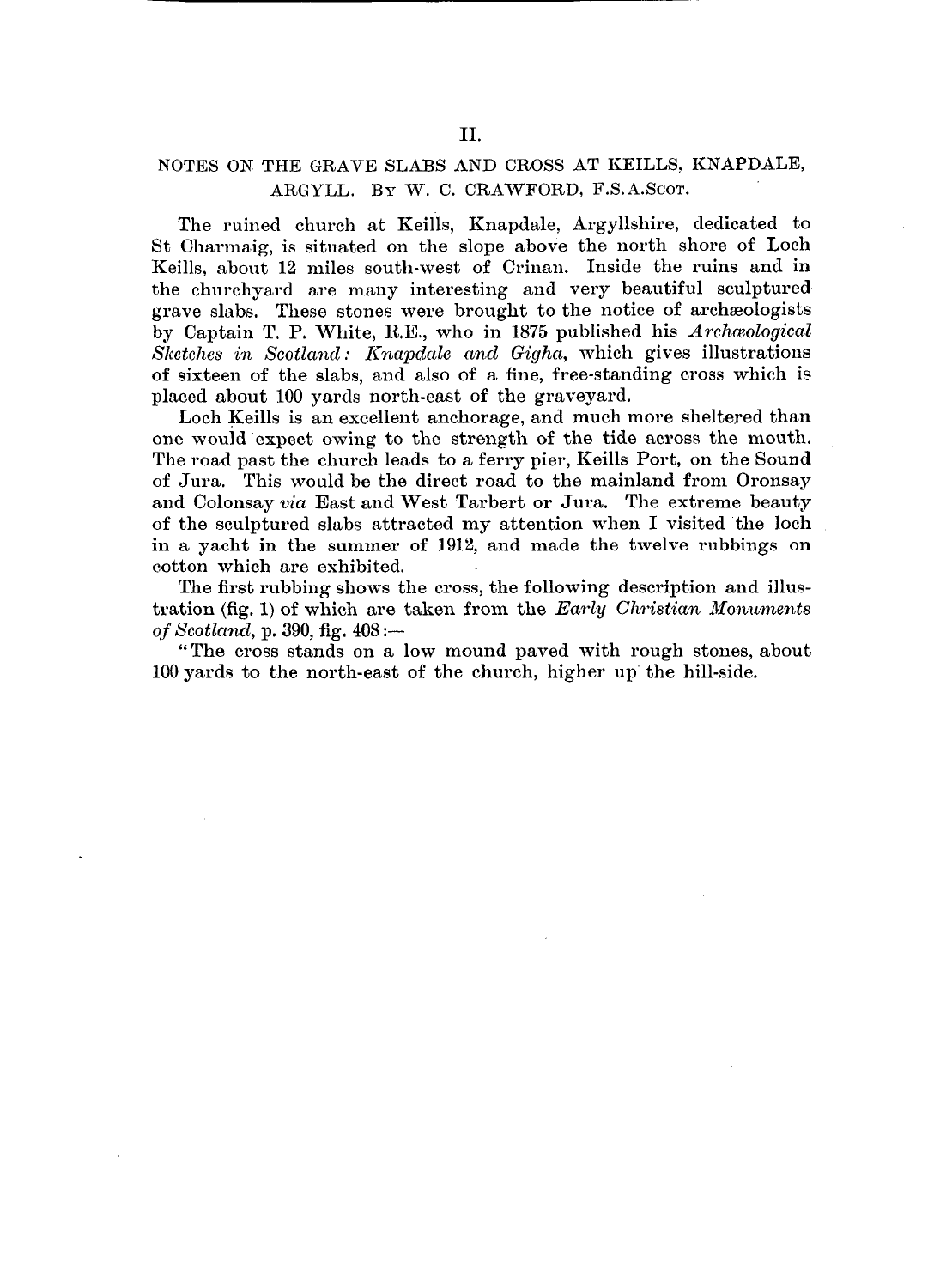## II.

### NOTES ON THE GRAVE SLABS AND CROSS AT KEILLS, KNAPDALE, ARGYLL. BY W. C. CRAWFORD, F.S.A.SCOT.

The ruined church at Keills, Knapdale, Argyllshire, dedicated to St Charmaig, is situated on the slope above the north shore of Loch Keills, about 12 miles south-west of Crinan. Inside the ruins and in the churchyard are many interesting and very beautiful sculptured grave slabs. These stones were brought to the notice of archæologists by Captain T. P. White, R.E., who in 1875 published his *Archæological Sketches in Scotland: Knapdale and Gigha*, which gives illustrations of sixteen of the slabs, and also of a fine, free-standing cross which is placed about 100 yards north-east of the graveyard.

Loch Keills is an excellent anchorage, and much more sheltered than one would expect owing to the strength of the tide across the mouth. The road past the church leads to a ferry pier, Keills Port, on the Sound of Jura. This would be the direct road to the mainland from Oronsay and Colonsay *via* East and West Tarbert or Jura. The extreme beauty of the sculptured slabs attracted my attention when I visited the loch in a yacht in the summer of 1912, and made the twelve rubbings on cotton which are exhibited.

The first rubbing shows the cross, the following description and illustration (fig. 1) of which are taken from the *Early Christian Monuments of Scotland*, p. 390, fig. 408:—

"The cross stands on a low mound paved with rough stones, about 100 yards to the north-east of the church, higher up the hill-side.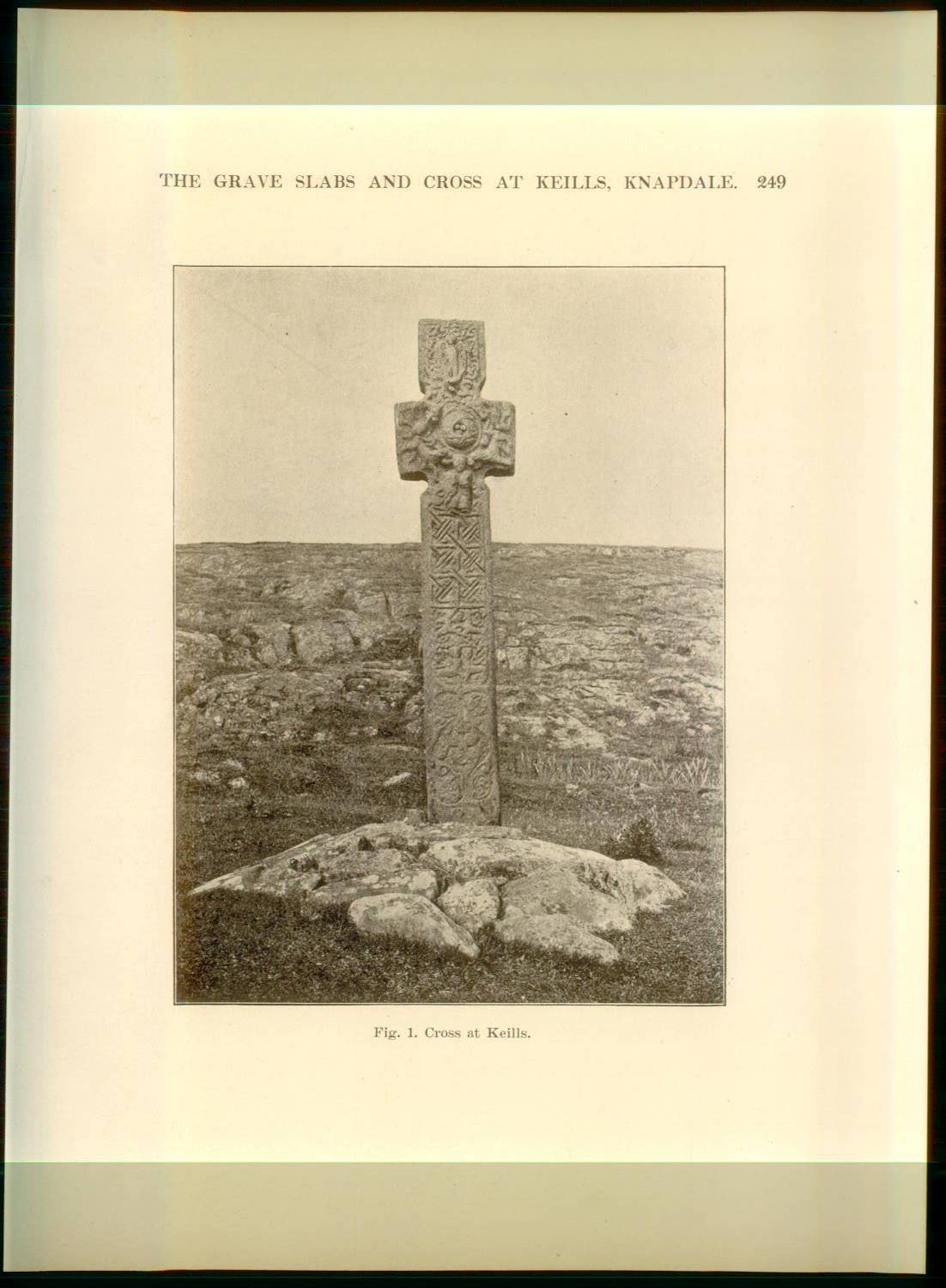Fig. 1. Cross at Keills.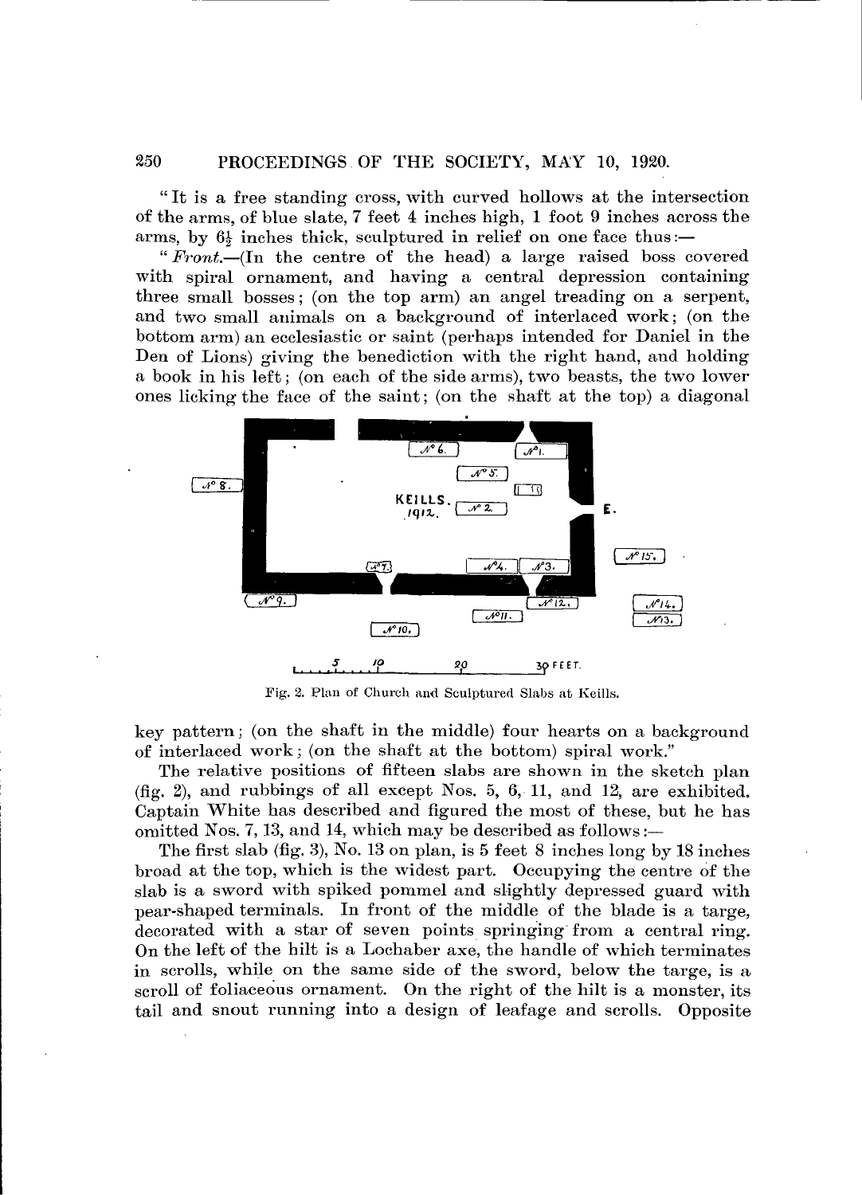"It is a free standing cross, with curved hollows at the intersection of the arms, of blue slate, 7 feet 4 inches high, 1 foot 9 inches across the arms, by 6½ inches thick, sculptured in relief on one face thus:—

"*Front.*—(In the centre of the head) a large raised boss covered with spiral ornament, and having a central depression containing three small bosses; (on the top arm) an angel treading on a serpent, and two small animals on a background of interlaced work; (on the bottom arm) an ecclesiastic or saint (perhaps intended for Daniel in the Den of Lions) giving the benediction with the right hand, and holding a book in his left; (on each of the side arms), two beasts, the two lower ones licking the face of the saint; (on the shaft at the top) a diagonal key pattern; (on the shaft in the middle) four hearts on a background of interlaced work; (on the shaft at the bottom) spiral work."

Fig. 2. Plan of Church and Sculptured Slabs at Keills.

The relative positions of fifteen slabs are shown in the sketch plan (fig. 2), and rubbings of all except Nos. 5, 6, 11, and 12, are exhibited. Captain White has described and figured the most of these, but he has omitted Nos. 7, 13, and 14, which may be described as follows:—

The first slab (fig. 3), No. 13 on plan, is 5 feet 8 inches long by 18 inches broad at the top, which is the widest part. Occupying the centre of the slab is a sword with spiked pommel and slightly depressed guard with pear-shaped terminals. In front of the middle of the blade is a targe, decorated with a star of seven points springing from a central ring. On the left of the hilt is a Lochaber axe, the handle of which terminates in scrolls, while on the same side of the sword, below the targe, is a scroll of foliaceous ornament. On the right of the hilt is a monster, its tail and snout running into a design of leafage and scrolls. Opposite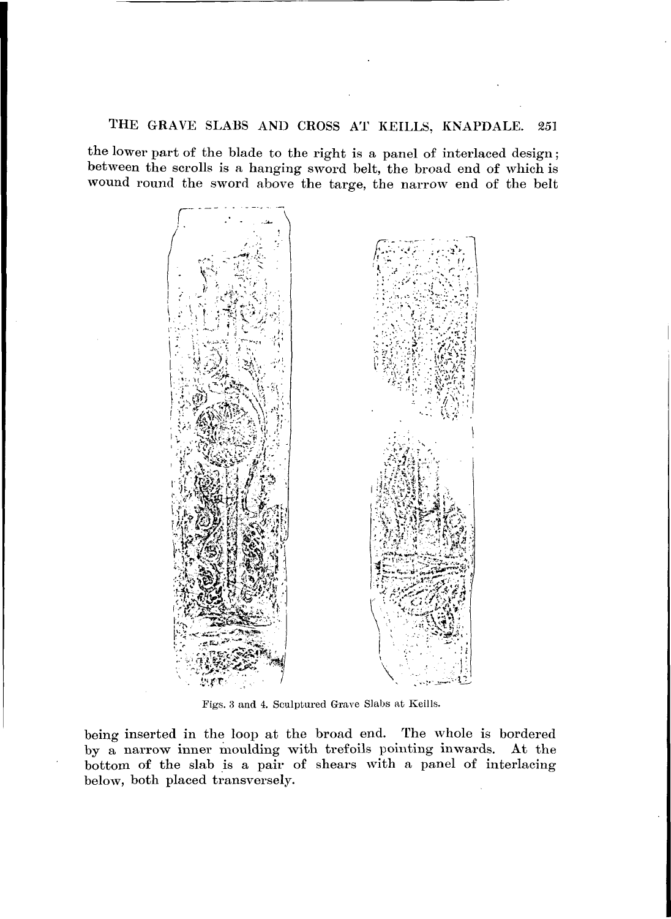the lower part of the blade to the right is a panel of interlaced design; between the scrolls is a hanging sword belt, the broad end of which is wound round the sword above the targe, the narrow end of the belt

Figs. 3 and 4. Sculptured Grave Slabs at Keills.

being inserted in the loop at the broad end. The whole is bordered by a narrow inner moulding with trefoils pointing inwards. At the bottom of the slab is a pair of shears with a panel of interlacing below, both placed transversely.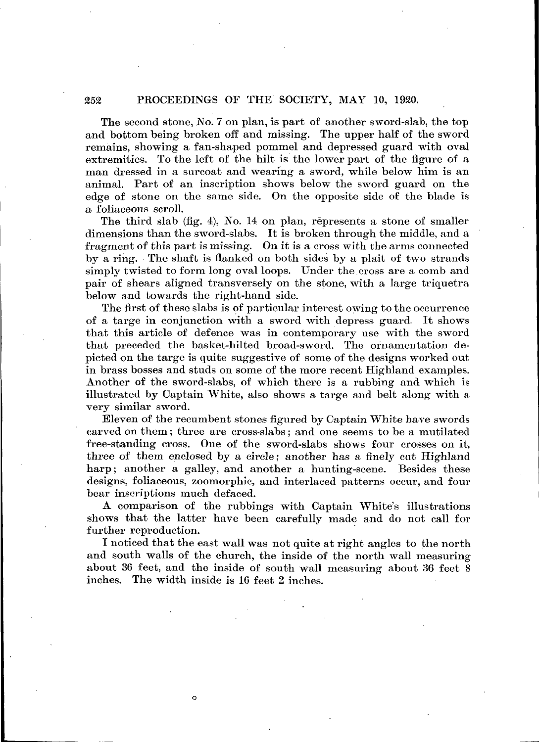The second stone, No. 7 on plan, is part of another sword-slab, the top and bottom being broken off and missing. The upper half of the sword remains, showing a fan-shaped pommel and depressed guard with oval extremities. To the left of the hilt is the lower part of the figure of a man dressed in a surcoat and wearing a sword, while below him is an animal. Part of an inscription shows below the sword guard on the edge of stone on the same side. On the opposite side of the blade is a foliaceous scroll.

The third slab (fig. 4), No. 14 on plan, represents a stone of smaller dimensions than the sword-slabs. It is broken through the middle, and a fragment of this part is missing. On it is a cross with the arms connected by a ring. The shaft is flanked on both sides by a plait of two strands simply twisted to form long oval loops. Under the cross are a comb and pair of shears aligned transversely on the stone, with a large triquetra below and towards the right-hand side.

The first of these slabs is of particular interest owing to the occurrence of a targe in conjunction with a sword with depress guard. It shows that this article of defence was in contemporary use with the sword that preceded the basket-hilted broad-sword. The ornamentation depicted on the targe is quite suggestive of some of the designs worked out in brass bosses and studs on some of the more recent Highland examples. Another of the sword-slabs, of which there is a rubbing and which is illustrated by Captain White, also shows a targe and belt along with a very similar sword.

Eleven of the recumbent stones figured by Captain White have swords carved on them; three are cross-slabs; and one seems to be a mutilated free-standing cross. One of the sword-slabs shows four crosses on it, three of them enclosed by a circle; another has a finely cut Highland harp; another a galley, and another a hunting-scene. Besides these designs, foliaceous, zoomorphic, and interlaced patterns occur, and four bear inscriptions much defaced.

A comparison of the rubbings with Captain White's illustrations shows that the latter have been carefully made and do not call for further reproduction.

I noticed that the east wall was not quite at right angles to the north and south walls of the church, the inside of the north wall measuring about 36 feet, and the inside of south wall measuring about 36 feet 8 inches. The width inside is 16 feet 2 inches.